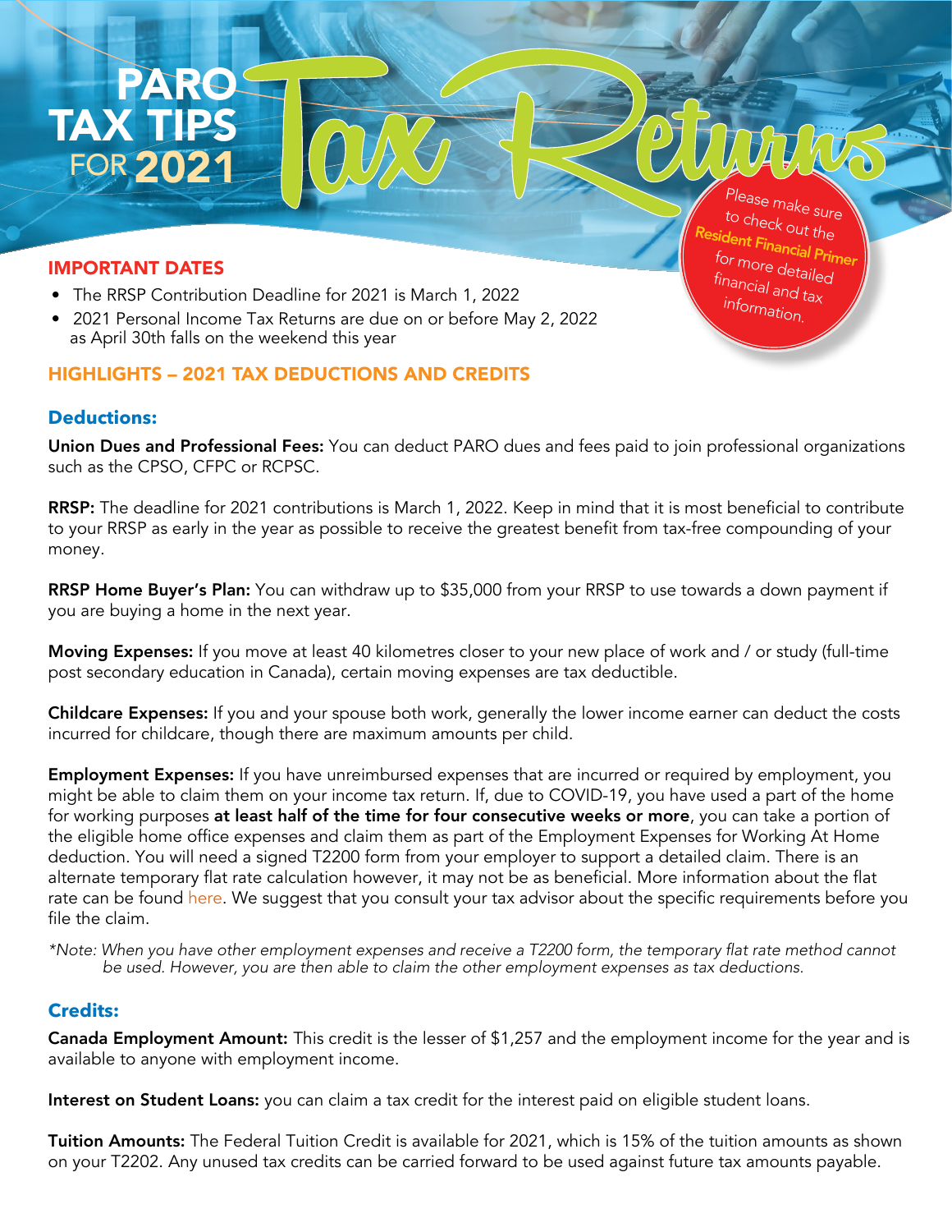# PARO TAX TIPS FOR 2021 Tax Returns

Please make sure to check out the **Resident Financial Primer** for more detailed financial and tax information.

## IMPORTANT DATES

- The RRSP Contribution Deadline for 2021 is March 1, 2022
- 2021 Personal Income Tax Returns are due on or before May 2, 2022 as April 30th falls on the weekend this year

## HIGHLIGHTS – 2021 TAX DEDUCTIONS AND CREDITS

### Deductions:

**Union Dues and Professional Fees:** You can deduct PARO dues and fees paid to join professional organizations such as the CPSO, CFPC or RCPSC.

**RRSP:** The deadline for 2021 contributions is March 1, 2022. Keep in mind that it is most beneficial to contribute to your RRSP as early in the year as possible to receive the greatest benefit from tax-free compounding of your money.

**RRSP Home Buyer's Plan:** You can withdraw up to $35,000 from your RRSP to use towards a down payment if you are buying a home in the next year.

**Moving Expenses:** If you move at least 40 kilometres closer to your new place of work and / or study (full-time post secondary education in Canada), certain moving expenses are tax deductible.

**Childcare Expenses:** If you and your spouse both work, generally the lower income earner can deduct the costs incurred for childcare, though there are maximum amounts per child.

**Employment Expenses:** If you have unreimbursed expenses that are incurred or required by employment, you might be able to claim them on your income tax return. If, due to COVID-19, you have used a part of the home for working purposes **at least half of the time for four consecutive weeks or more**, you can take a portion of the eligible home office expenses and claim them as part of the Employment Expenses for Working At Home deduction. You will need a signed T2200 form from your employer to support a detailed claim. There is an alternate temporary flat rate calculation however, it may not be as beneficial. More information about the flat rate can be found here. We suggest that you consult your tax advisor about the specific requirements before you file the claim.

*\*Note: When you have other employment expenses and receive a T2200 form, the temporary flat rate method cannot be used. However, you are then able to claim the other employment expenses as tax deductions.*

### Credits:

**Canada Employment Amount:** This credit is the lesser of $1,257 and the employment income for the year and is available to anyone with employment income.

**Interest on Student Loans:** you can claim a tax credit for the interest paid on eligible student loans.

**Tuition Amounts:** The Federal Tuition Credit is available for 2021, which is 15% of the tuition amounts as shown on your T2202. Any unused tax credits can be carried forward to be used against future tax amounts payable.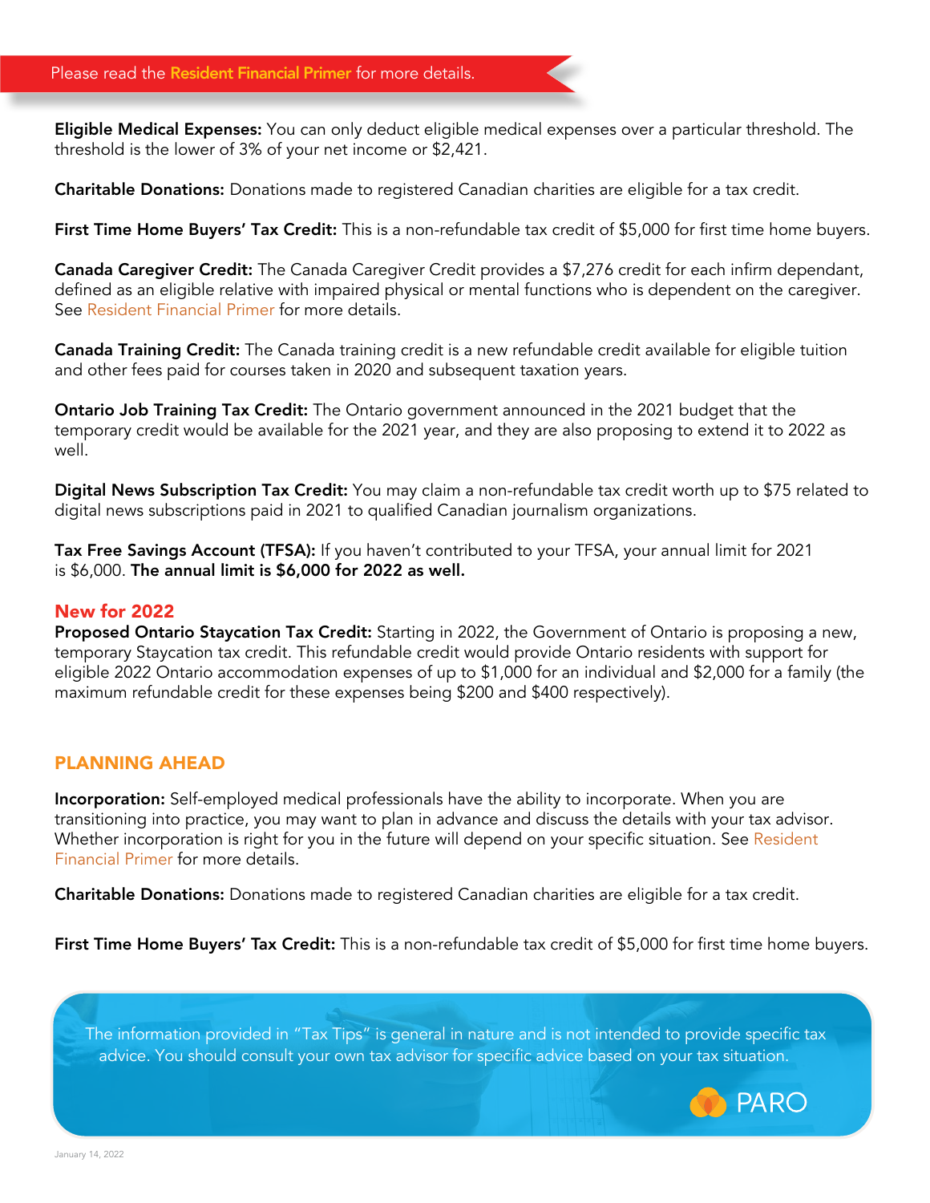Please read the **Resident Financial Primer** for more details.

**Eligible Medical Expenses:** You can only deduct eligible medical expenses over a particular threshold. The threshold is the lower of 3% of your net income or $2,421.

**Charitable Donations:** Donations made to registered Canadian charities are eligible for a tax credit.

**First Time Home Buyers' Tax Credit:** This is a non-refundable tax credit of $5,000 for first time home buyers.

**Canada Caregiver Credit:** The Canada Caregiver Credit provides a $7,276 credit for each infirm dependant, defined as an eligible relative with impaired physical or mental functions who is dependent on the caregiver. See Resident Financial Primer for more details.

**Canada Training Credit:** The Canada training credit is a new refundable credit available for eligible tuition and other fees paid for courses taken in 2020 and subsequent taxation years.

**Ontario Job Training Tax Credit:** The Ontario government announced in the 2021 budget that the temporary credit would be available for the 2021 year, and they are also proposing to extend it to 2022 as well.

**Digital News Subscription Tax Credit:** You may claim a non-refundable tax credit worth up to $75 related to digital news subscriptions paid in 2021 to qualified Canadian journalism organizations.

**Tax Free Savings Account (TFSA):** If you haven't contributed to your TFSA, your annual limit for 2021 is $6,000. **The annual limit is $6,000 for 2022 as well.**

### New for 2022

**Proposed Ontario Staycation Tax Credit:** Starting in 2022, the Government of Ontario is proposing a new, temporary Staycation tax credit. This refundable credit would provide Ontario residents with support for eligible 2022 Ontario accommodation expenses of up to $1,000 for an individual and $2,000 for a family (the maximum refundable credit for these expenses being $200 and $400 respectively).

## PLANNING AHEAD

**Incorporation:** Self-employed medical professionals have the ability to incorporate. When you are transitioning into practice, you may want to plan in advance and discuss the details with your tax advisor. Whether incorporation is right for you in the future will depend on your specific situation. See Resident Financial Primer for more details.

**Charitable Donations:** Donations made to registered Canadian charities are eligible for a tax credit.

**First Time Home Buyers' Tax Credit:** This is a non-refundable tax credit of $5,000 for first time home buyers.

The information provided in "Tax Tips" is general in nature and is not intended to provide specific tax advice. You should consult your own tax advisor for specific advice based on your tax situation.

PARO

January 14, 2022